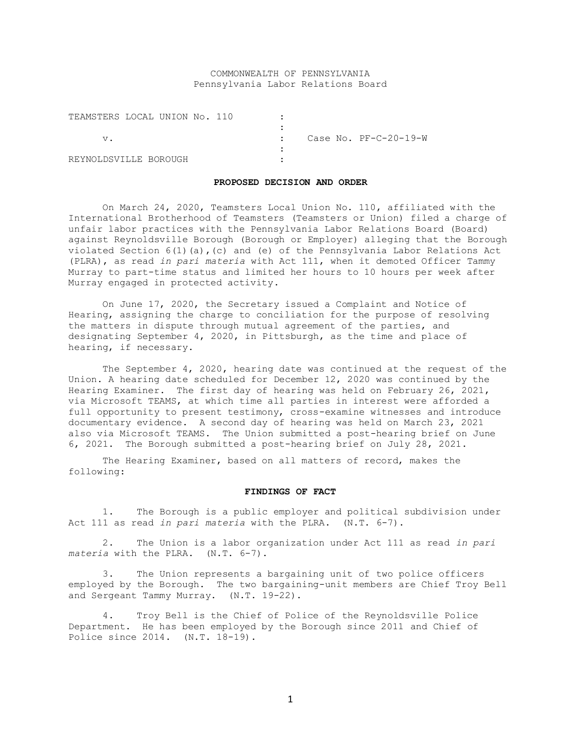COMMONWEALTH OF PENNSYLVANIA
Pennsylvania Labor Relations Board

| | | |
|---|---|---|
| TEAMSTERS LOCAL UNION No. 110 | : | |
| | : | |
| v. | : | Case No. PF-C-20-19-W |
| | : | |
| REYNOLDSVILLE BOROUGH | : | |

## PROPOSED DECISION AND ORDER

On March 24, 2020, Teamsters Local Union No. 110, affiliated with the International Brotherhood of Teamsters (Teamsters or Union) filed a charge of unfair labor practices with the Pennsylvania Labor Relations Board (Board) against Reynoldsville Borough (Borough or Employer) alleging that the Borough violated Section 6(1)(a),(c) and (e) of the Pennsylvania Labor Relations Act (PLRA), as read *in pari materia* with Act 111, when it demoted Officer Tammy Murray to part-time status and limited her hours to 10 hours per week after Murray engaged in protected activity.

On June 17, 2020, the Secretary issued a Complaint and Notice of Hearing, assigning the charge to conciliation for the purpose of resolving the matters in dispute through mutual agreement of the parties, and designating September 4, 2020, in Pittsburgh, as the time and place of hearing, if necessary.

The September 4, 2020, hearing date was continued at the request of the Union. A hearing date scheduled for December 12, 2020 was continued by the Hearing Examiner. The first day of hearing was held on February 26, 2021, via Microsoft TEAMS, at which time all parties in interest were afforded a full opportunity to present testimony, cross-examine witnesses and introduce documentary evidence. A second day of hearing was held on March 23, 2021 also via Microsoft TEAMS. The Union submitted a post-hearing brief on June 6, 2021. The Borough submitted a post-hearing brief on July 28, 2021.

The Hearing Examiner, based on all matters of record, makes the following:

## FINDINGS OF FACT

1. The Borough is a public employer and political subdivision under Act 111 as read *in pari materia* with the PLRA. (N.T. 6-7).

2. The Union is a labor organization under Act 111 as read *in pari materia* with the PLRA. (N.T. 6-7).

3. The Union represents a bargaining unit of two police officers employed by the Borough. The two bargaining-unit members are Chief Troy Bell and Sergeant Tammy Murray. (N.T. 19-22).

4. Troy Bell is the Chief of Police of the Reynoldsville Police Department. He has been employed by the Borough since 2011 and Chief of Police since 2014. (N.T. 18-19).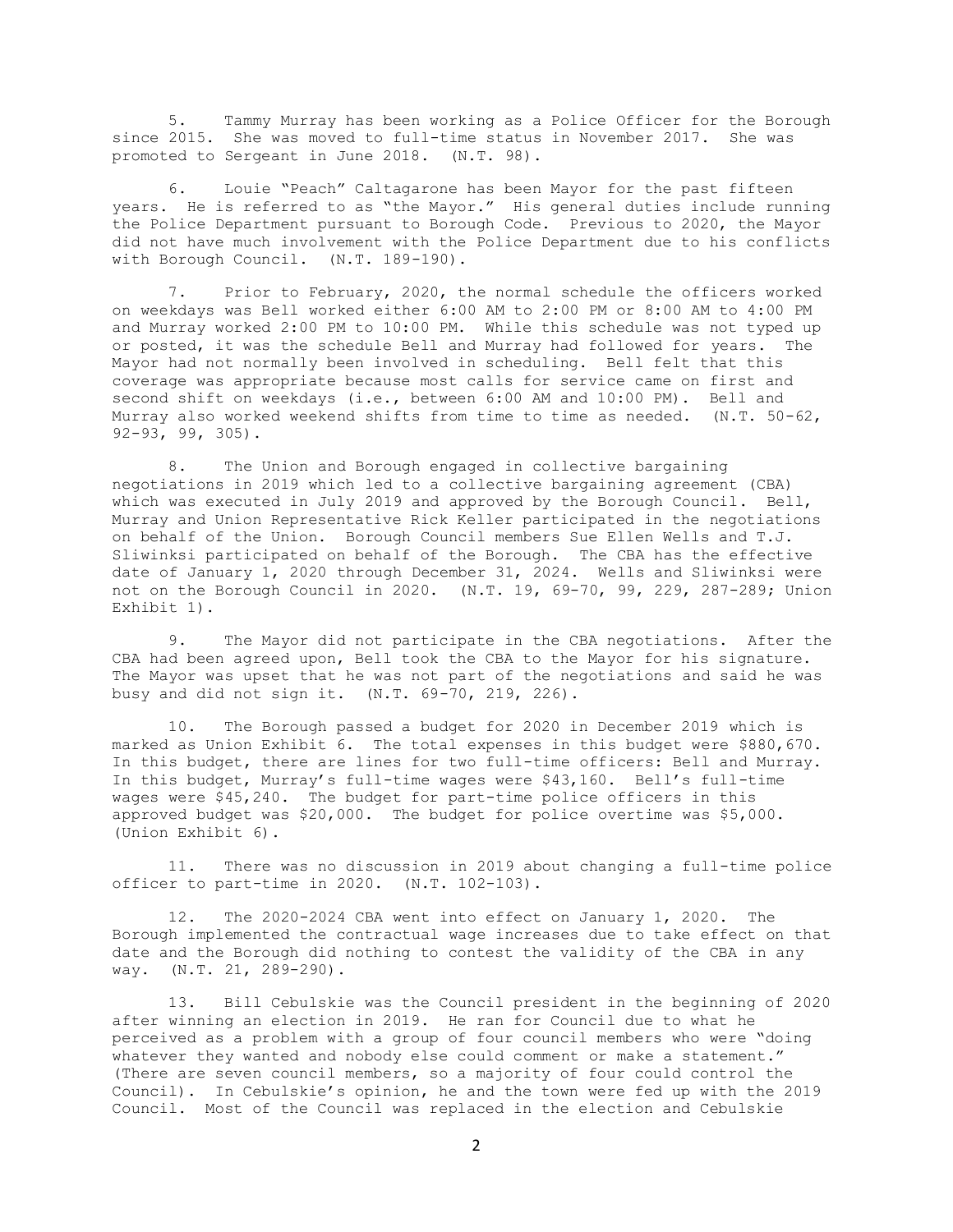5. Tammy Murray has been working as a Police Officer for the Borough since 2015. She was moved to full-time status in November 2017. She was promoted to Sergeant in June 2018. (N.T. 98).

6. Louie "Peach" Caltagarone has been Mayor for the past fifteen years. He is referred to as "the Mayor." His general duties include running the Police Department pursuant to Borough Code. Previous to 2020, the Mayor did not have much involvement with the Police Department due to his conflicts with Borough Council. (N.T. 189-190).

7. Prior to February, 2020, the normal schedule the officers worked on weekdays was Bell worked either 6:00 AM to 2:00 PM or 8:00 AM to 4:00 PM and Murray worked 2:00 PM to 10:00 PM. While this schedule was not typed up or posted, it was the schedule Bell and Murray had followed for years. The Mayor had not normally been involved in scheduling. Bell felt that this coverage was appropriate because most calls for service came on first and second shift on weekdays (i.e., between 6:00 AM and 10:00 PM). Bell and Murray also worked weekend shifts from time to time as needed. (N.T. 50-62, 92-93, 99, 305).

8. The Union and Borough engaged in collective bargaining negotiations in 2019 which led to a collective bargaining agreement (CBA) which was executed in July 2019 and approved by the Borough Council. Bell, Murray and Union Representative Rick Keller participated in the negotiations on behalf of the Union. Borough Council members Sue Ellen Wells and T.J. Sliwinksi participated on behalf of the Borough. The CBA has the effective date of January 1, 2020 through December 31, 2024. Wells and Sliwinksi were not on the Borough Council in 2020. (N.T. 19, 69-70, 99, 229, 287-289; Union Exhibit 1).

9. The Mayor did not participate in the CBA negotiations. After the CBA had been agreed upon, Bell took the CBA to the Mayor for his signature. The Mayor was upset that he was not part of the negotiations and said he was busy and did not sign it. (N.T. 69-70, 219, 226).

10. The Borough passed a budget for 2020 in December 2019 which is marked as Union Exhibit 6. The total expenses in this budget were $880,670. In this budget, there are lines for two full-time officers: Bell and Murray. In this budget, Murray's full-time wages were $43,160. Bell's full-time wages were $45,240. The budget for part-time police officers in this approved budget was $20,000. The budget for police overtime was $5,000. (Union Exhibit 6).

11. There was no discussion in 2019 about changing a full-time police officer to part-time in 2020. (N.T. 102-103).

12. The 2020-2024 CBA went into effect on January 1, 2020. The Borough implemented the contractual wage increases due to take effect on that date and the Borough did nothing to contest the validity of the CBA in any way. (N.T. 21, 289-290).

13. Bill Cebulskie was the Council president in the beginning of 2020 after winning an election in 2019. He ran for Council due to what he perceived as a problem with a group of four council members who were "doing whatever they wanted and nobody else could comment or make a statement." (There are seven council members, so a majority of four could control the Council). In Cebulskie's opinion, he and the town were fed up with the 2019 Council. Most of the Council was replaced in the election and Cebulskie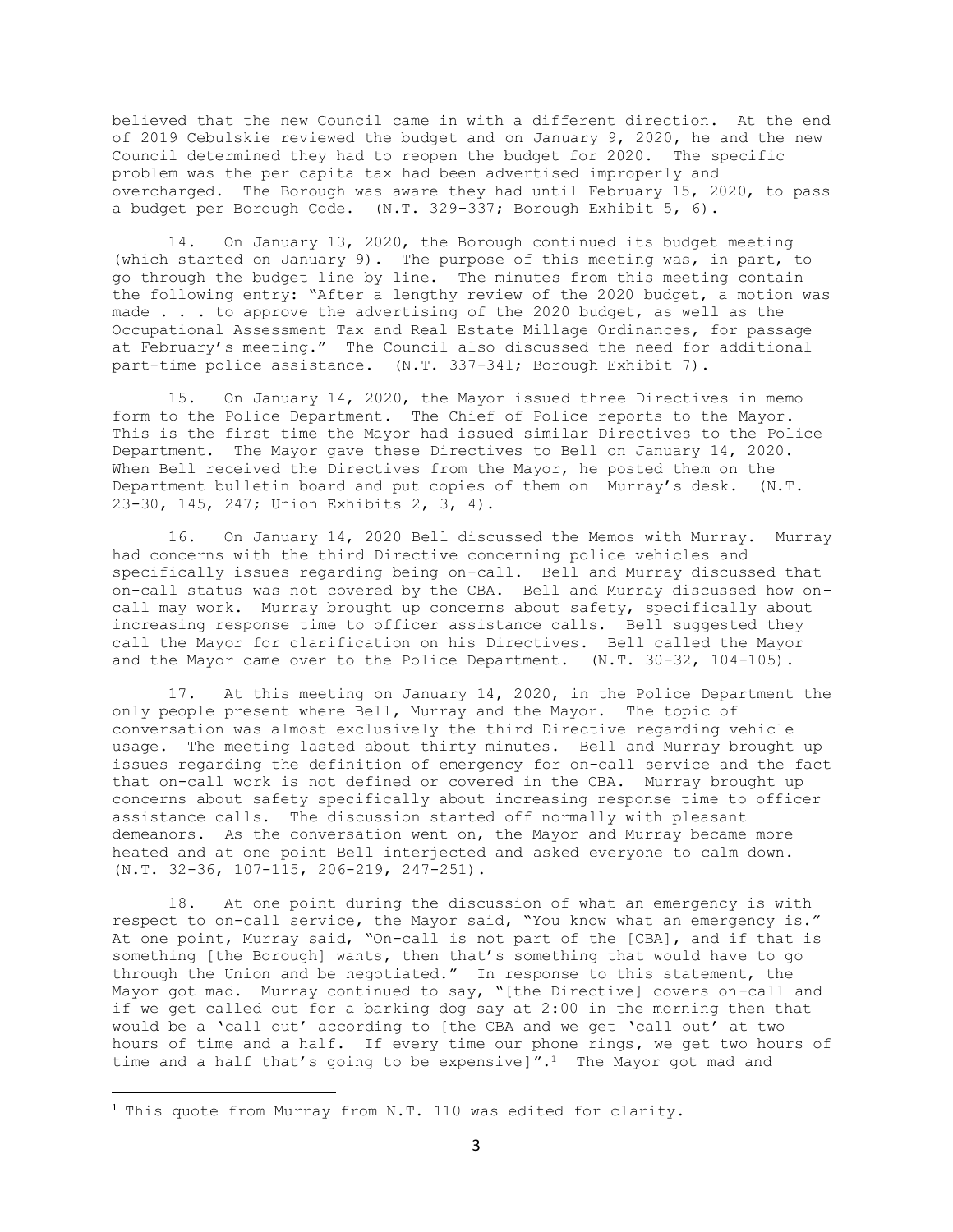believed that the new Council came in with a different direction. At the end of 2019 Cebulskie reviewed the budget and on January 9, 2020, he and the new Council determined they had to reopen the budget for 2020. The specific problem was the per capita tax had been advertised improperly and overcharged. The Borough was aware they had until February 15, 2020, to pass a budget per Borough Code. (N.T. 329-337; Borough Exhibit 5, 6).

14. On January 13, 2020, the Borough continued its budget meeting (which started on January 9). The purpose of this meeting was, in part, to go through the budget line by line. The minutes from this meeting contain the following entry: "After a lengthy review of the 2020 budget, a motion was made . . . to approve the advertising of the 2020 budget, as well as the Occupational Assessment Tax and Real Estate Millage Ordinances, for passage at February's meeting." The Council also discussed the need for additional part-time police assistance. (N.T. 337-341; Borough Exhibit 7).

15. On January 14, 2020, the Mayor issued three Directives in memo form to the Police Department. The Chief of Police reports to the Mayor. This is the first time the Mayor had issued similar Directives to the Police Department. The Mayor gave these Directives to Bell on January 14, 2020. When Bell received the Directives from the Mayor, he posted them on the Department bulletin board and put copies of them on Murray's desk. (N.T. 23-30, 145, 247; Union Exhibits 2, 3, 4).

16. On January 14, 2020 Bell discussed the Memos with Murray. Murray had concerns with the third Directive concerning police vehicles and specifically issues regarding being on-call. Bell and Murray discussed that on-call status was not covered by the CBA. Bell and Murray discussed how on-call may work. Murray brought up concerns about safety, specifically about increasing response time to officer assistance calls. Bell suggested they call the Mayor for clarification on his Directives. Bell called the Mayor and the Mayor came over to the Police Department. (N.T. 30-32, 104-105).

17. At this meeting on January 14, 2020, in the Police Department the only people present where Bell, Murray and the Mayor. The topic of conversation was almost exclusively the third Directive regarding vehicle usage. The meeting lasted about thirty minutes. Bell and Murray brought up issues regarding the definition of emergency for on-call service and the fact that on-call work is not defined or covered in the CBA. Murray brought up concerns about safety specifically about increasing response time to officer assistance calls. The discussion started off normally with pleasant demeanors. As the conversation went on, the Mayor and Murray became more heated and at one point Bell interjected and asked everyone to calm down. (N.T. 32-36, 107-115, 206-219, 247-251).

18. At one point during the discussion of what an emergency is with respect to on-call service, the Mayor said, "You know what an emergency is." At one point, Murray said, "On-call is not part of the [CBA], and if that is something [the Borough] wants, then that's something that would have to go through the Union and be negotiated." In response to this statement, the Mayor got mad. Murray continued to say, "[the Directive] covers on-call and if we get called out for a barking dog say at 2:00 in the morning then that would be a 'call out' according to [the CBA and we get 'call out' at two hours of time and a half. If every time our phone rings, we get two hours of time and a half that's going to be expensive]".[1] The Mayor got mad and

[1] This quote from Murray from N.T. 110 was edited for clarity.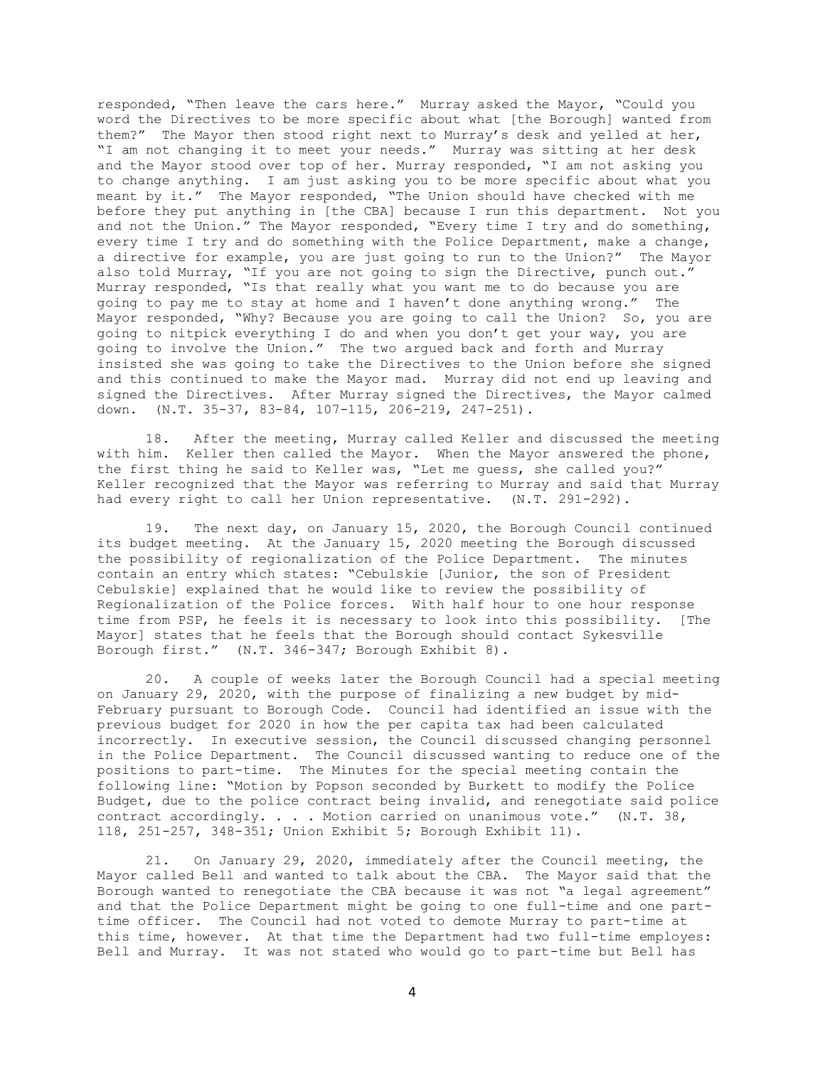responded, "Then leave the cars here." Murray asked the Mayor, "Could you word the Directives to be more specific about what [the Borough] wanted from them?" The Mayor then stood right next to Murray's desk and yelled at her, "I am not changing it to meet your needs." Murray was sitting at her desk and the Mayor stood over top of her. Murray responded, "I am not asking you to change anything. I am just asking you to be more specific about what you meant by it." The Mayor responded, "The Union should have checked with me before they put anything in [the CBA] because I run this department. Not you and not the Union." The Mayor responded, "Every time I try and do something, every time I try and do something with the Police Department, make a change, a directive for example, you are just going to run to the Union?" The Mayor also told Murray, "If you are not going to sign the Directive, punch out." Murray responded, "Is that really what you want me to do because you are going to pay me to stay at home and I haven't done anything wrong." The Mayor responded, "Why? Because you are going to call the Union? So, you are going to nitpick everything I do and when you don't get your way, you are going to involve the Union." The two argued back and forth and Murray insisted she was going to take the Directives to the Union before she signed and this continued to make the Mayor mad. Murray did not end up leaving and signed the Directives. After Murray signed the Directives, the Mayor calmed down. (N.T. 35-37, 83-84, 107-115, 206-219, 247-251).

18. After the meeting, Murray called Keller and discussed the meeting with him. Keller then called the Mayor. When the Mayor answered the phone, the first thing he said to Keller was, "Let me guess, she called you?" Keller recognized that the Mayor was referring to Murray and said that Murray had every right to call her Union representative. (N.T. 291-292).

19. The next day, on January 15, 2020, the Borough Council continued its budget meeting. At the January 15, 2020 meeting the Borough discussed the possibility of regionalization of the Police Department. The minutes contain an entry which states: "Cebulskie [Junior, the son of President Cebulskie] explained that he would like to review the possibility of Regionalization of the Police forces. With half hour to one hour response time from PSP, he feels it is necessary to look into this possibility. [The Mayor] states that he feels that the Borough should contact Sykesville Borough first." (N.T. 346-347; Borough Exhibit 8).

20. A couple of weeks later the Borough Council had a special meeting on January 29, 2020, with the purpose of finalizing a new budget by mid-February pursuant to Borough Code. Council had identified an issue with the previous budget for 2020 in how the per capita tax had been calculated incorrectly. In executive session, the Council discussed changing personnel in the Police Department. The Council discussed wanting to reduce one of the positions to part-time. The Minutes for the special meeting contain the following line: "Motion by Popson seconded by Burkett to modify the Police Budget, due to the police contract being invalid, and renegotiate said police contract accordingly. . . . Motion carried on unanimous vote." (N.T. 38, 118, 251-257, 348-351; Union Exhibit 5; Borough Exhibit 11).

21. On January 29, 2020, immediately after the Council meeting, the Mayor called Bell and wanted to talk about the CBA. The Mayor said that the Borough wanted to renegotiate the CBA because it was not "a legal agreement" and that the Police Department might be going to one full-time and one part-time officer. The Council had not voted to demote Murray to part-time at this time, however. At that time the Department had two full-time employes: Bell and Murray. It was not stated who would go to part-time but Bell has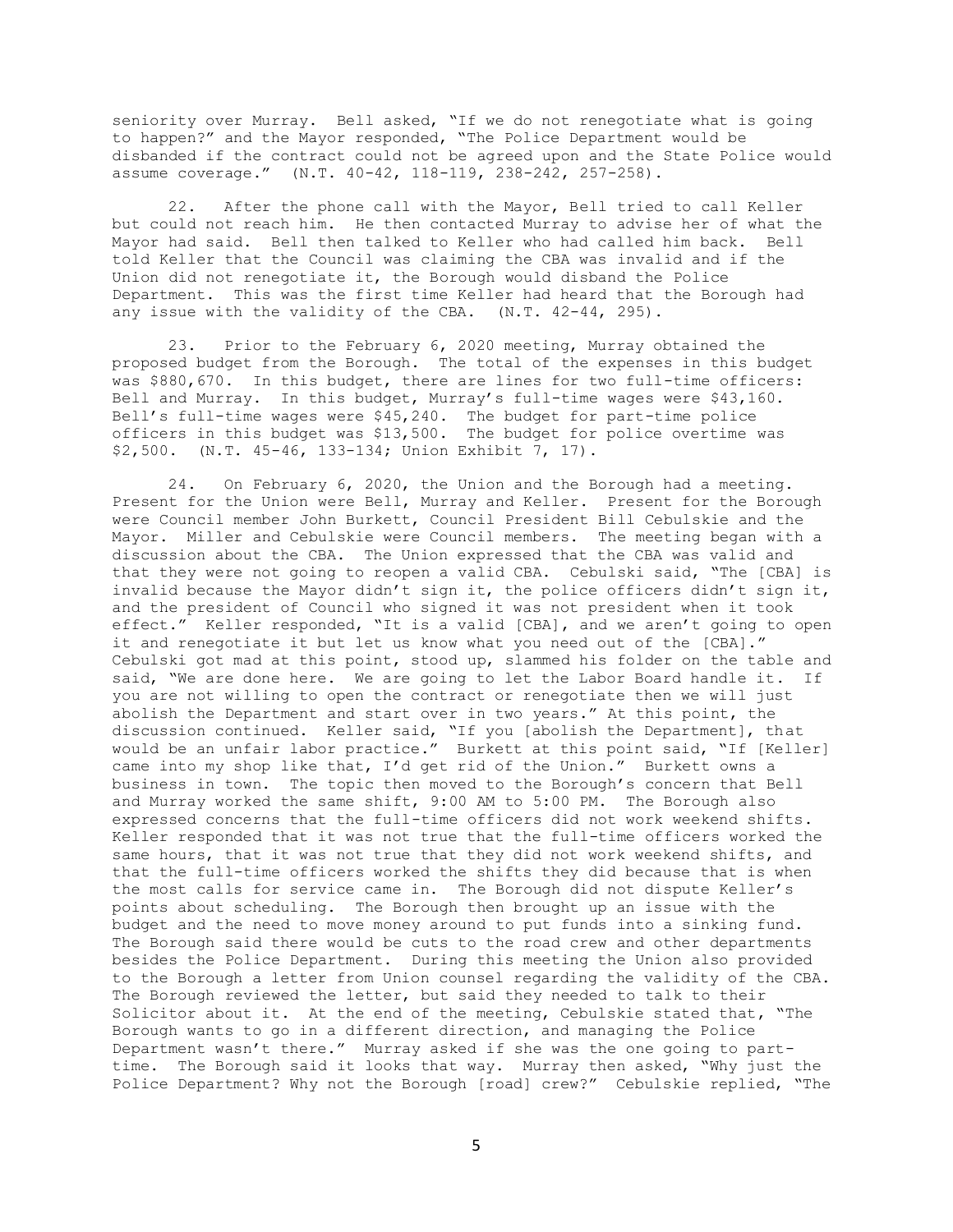seniority over Murray. Bell asked, "If we do not renegotiate what is going to happen?" and the Mayor responded, "The Police Department would be disbanded if the contract could not be agreed upon and the State Police would assume coverage." (N.T. 40-42, 118-119, 238-242, 257-258).

22. After the phone call with the Mayor, Bell tried to call Keller but could not reach him. He then contacted Murray to advise her of what the Mayor had said. Bell then talked to Keller who had called him back. Bell told Keller that the Council was claiming the CBA was invalid and if the Union did not renegotiate it, the Borough would disband the Police Department. This was the first time Keller had heard that the Borough had any issue with the validity of the CBA. (N.T. 42-44, 295).

23. Prior to the February 6, 2020 meeting, Murray obtained the proposed budget from the Borough. The total of the expenses in this budget was $880,670. In this budget, there are lines for two full-time officers: Bell and Murray. In this budget, Murray's full-time wages were $43,160. Bell's full-time wages were $45,240. The budget for part-time police officers in this budget was $13,500. The budget for police overtime was $2,500. (N.T. 45-46, 133-134; Union Exhibit 7, 17).

24. On February 6, 2020, the Union and the Borough had a meeting. Present for the Union were Bell, Murray and Keller. Present for the Borough were Council member John Burkett, Council President Bill Cebulskie and the Mayor. Miller and Cebulskie were Council members. The meeting began with a discussion about the CBA. The Union expressed that the CBA was valid and that they were not going to reopen a valid CBA. Cebulski said, "The [CBA] is invalid because the Mayor didn't sign it, the police officers didn't sign it, and the president of Council who signed it was not president when it took effect." Keller responded, "It is a valid [CBA], and we aren't going to open it and renegotiate it but let us know what you need out of the [CBA]." Cebulski got mad at this point, stood up, slammed his folder on the table and said, "We are done here. We are going to let the Labor Board handle it. If you are not willing to open the contract or renegotiate then we will just abolish the Department and start over in two years." At this point, the discussion continued. Keller said, "If you [abolish the Department], that would be an unfair labor practice." Burkett at this point said, "If [Keller] came into my shop like that, I'd get rid of the Union." Burkett owns a business in town. The topic then moved to the Borough's concern that Bell and Murray worked the same shift, 9:00 AM to 5:00 PM. The Borough also expressed concerns that the full-time officers did not work weekend shifts. Keller responded that it was not true that the full-time officers worked the same hours, that it was not true that they did not work weekend shifts, and that the full-time officers worked the shifts they did because that is when the most calls for service came in. The Borough did not dispute Keller's points about scheduling. The Borough then brought up an issue with the budget and the need to move money around to put funds into a sinking fund. The Borough said there would be cuts to the road crew and other departments besides the Police Department. During this meeting the Union also provided to the Borough a letter from Union counsel regarding the validity of the CBA. The Borough reviewed the letter, but said they needed to talk to their Solicitor about it. At the end of the meeting, Cebulskie stated that, "The Borough wants to go in a different direction, and managing the Police Department wasn't there." Murray asked if she was the one going to part-time. The Borough said it looks that way. Murray then asked, "Why just the Police Department? Why not the Borough [road] crew?" Cebulskie replied, "The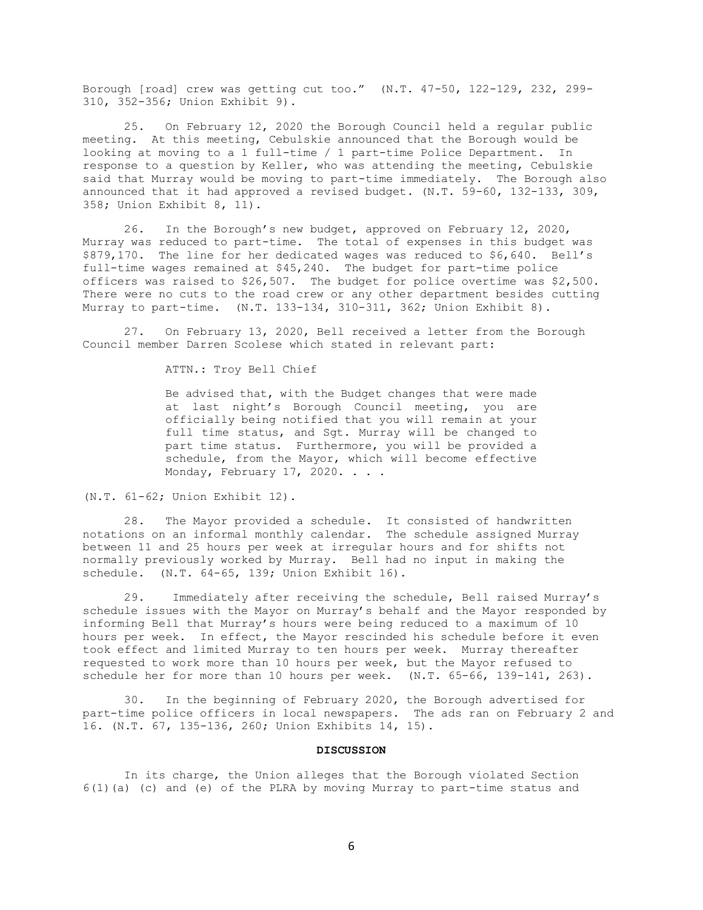Borough [road] crew was getting cut too." (N.T. 47-50, 122-129, 232, 299-310, 352-356; Union Exhibit 9).

25. On February 12, 2020 the Borough Council held a regular public meeting. At this meeting, Cebulskie announced that the Borough would be looking at moving to a 1 full-time / 1 part-time Police Department. In response to a question by Keller, who was attending the meeting, Cebulskie said that Murray would be moving to part-time immediately. The Borough also announced that it had approved a revised budget. (N.T. 59-60, 132-133, 309, 358; Union Exhibit 8, 11).

26. In the Borough's new budget, approved on February 12, 2020, Murray was reduced to part-time. The total of expenses in this budget was $879,170. The line for her dedicated wages was reduced to $6,640. Bell's full-time wages remained at $45,240. The budget for part-time police officers was raised to $26,507. The budget for police overtime was $2,500. There were no cuts to the road crew or any other department besides cutting Murray to part-time. (N.T. 133-134, 310-311, 362; Union Exhibit 8).

27. On February 13, 2020, Bell received a letter from the Borough Council member Darren Scolese which stated in relevant part:

> ATTN.: Troy Bell Chief
>
> Be advised that, with the Budget changes that were made at last night's Borough Council meeting, you are officially being notified that you will remain at your full time status, and Sgt. Murray will be changed to part time status. Furthermore, you will be provided a schedule, from the Mayor, which will become effective Monday, February 17, 2020. . . .

(N.T. 61-62; Union Exhibit 12).

28. The Mayor provided a schedule. It consisted of handwritten notations on an informal monthly calendar. The schedule assigned Murray between 11 and 25 hours per week at irregular hours and for shifts not normally previously worked by Murray. Bell had no input in making the schedule. (N.T. 64-65, 139; Union Exhibit 16).

29. Immediately after receiving the schedule, Bell raised Murray's schedule issues with the Mayor on Murray's behalf and the Mayor responded by informing Bell that Murray's hours were being reduced to a maximum of 10 hours per week. In effect, the Mayor rescinded his schedule before it even took effect and limited Murray to ten hours per week. Murray thereafter requested to work more than 10 hours per week, but the Mayor refused to schedule her for more than 10 hours per week. (N.T. 65-66, 139-141, 263).

30. In the beginning of February 2020, the Borough advertised for part-time police officers in local newspapers. The ads ran on February 2 and 16. (N.T. 67, 135-136, 260; Union Exhibits 14, 15).

## DISCUSSION

In its charge, the Union alleges that the Borough violated Section 6(1)(a) (c) and (e) of the PLRA by moving Murray to part-time status and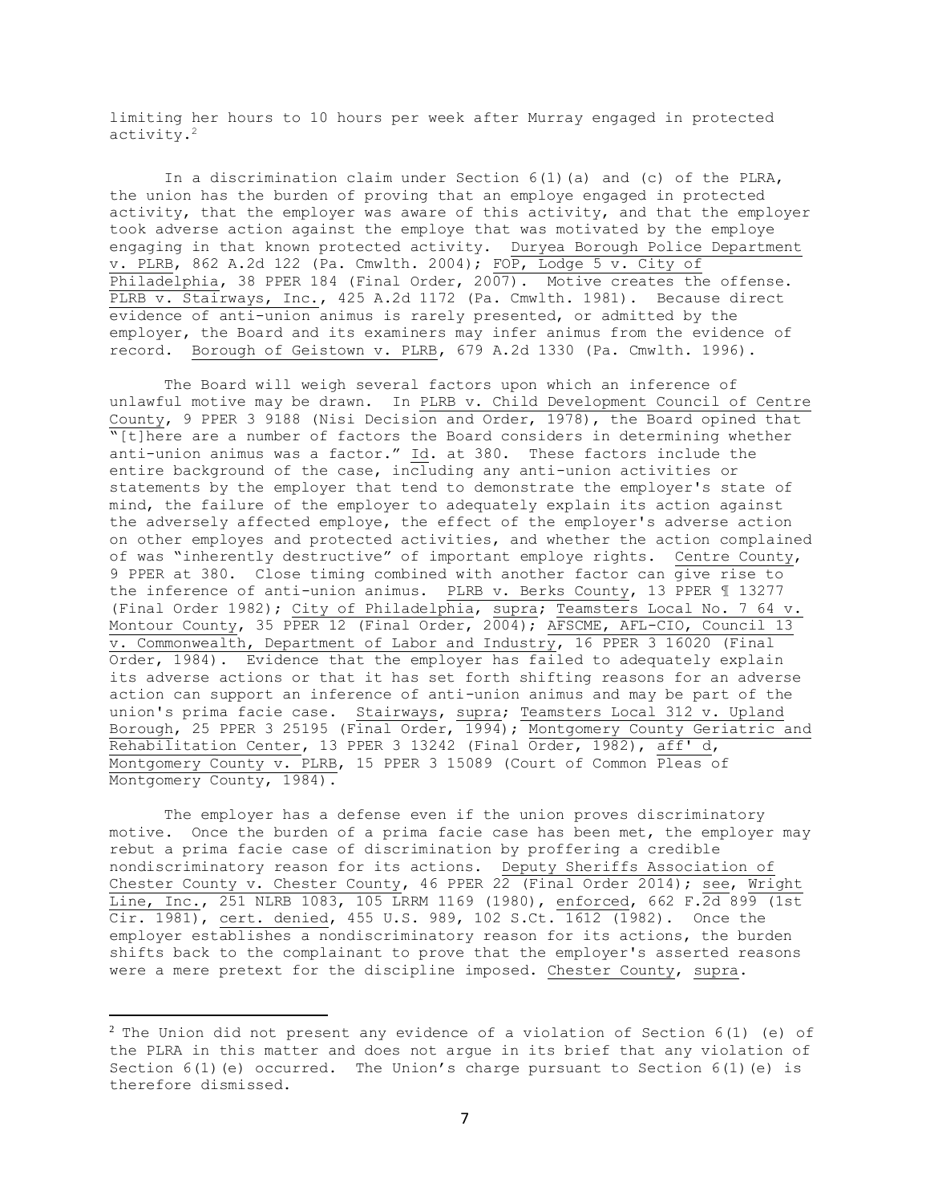limiting her hours to 10 hours per week after Murray engaged in protected activity.[2]

In a discrimination claim under Section 6(1)(a) and (c) of the PLRA, the union has the burden of proving that an employe engaged in protected activity, that the employer was aware of this activity, and that the employer took adverse action against the employe that was motivated by the employe engaging in that known protected activity. Duryea Borough Police Department v. PLRB, 862 A.2d 122 (Pa. Cmwlth. 2004); FOP, Lodge 5 v. City of Philadelphia, 38 PPER 184 (Final Order, 2007). Motive creates the offense. PLRB v. Stairways, Inc., 425 A.2d 1172 (Pa. Cmwlth. 1981). Because direct evidence of anti-union animus is rarely presented, or admitted by the employer, the Board and its examiners may infer animus from the evidence of record. Borough of Geistown v. PLRB, 679 A.2d 1330 (Pa. Cmwlth. 1996).

The Board will weigh several factors upon which an inference of unlawful motive may be drawn. In PLRB v. Child Development Council of Centre County, 9 PPER 3 9188 (Nisi Decision and Order, 1978), the Board opined that "[t]here are a number of factors the Board considers in determining whether anti-union animus was a factor." Id. at 380. These factors include the entire background of the case, including any anti-union activities or statements by the employer that tend to demonstrate the employer's state of mind, the failure of the employer to adequately explain its action against the adversely affected employe, the effect of the employer's adverse action on other employes and protected activities, and whether the action complained of was "inherently destructive" of important employe rights. Centre County, 9 PPER at 380. Close timing combined with another factor can give rise to the inference of anti-union animus. PLRB v. Berks County, 13 PPER ¶ 13277 (Final Order 1982); City of Philadelphia, supra; Teamsters Local No. 7 64 v. Montour County, 35 PPER 12 (Final Order, 2004); AFSCME, AFL-CIO, Council 13 v. Commonwealth, Department of Labor and Industry, 16 PPER 3 16020 (Final Order, 1984). Evidence that the employer has failed to adequately explain its adverse actions or that it has set forth shifting reasons for an adverse action can support an inference of anti-union animus and may be part of the union's prima facie case. Stairways, supra; Teamsters Local 312 v. Upland Borough, 25 PPER 3 25195 (Final Order, 1994); Montgomery County Geriatric and Rehabilitation Center, 13 PPER 3 13242 (Final Order, 1982), aff' d, Montgomery County v. PLRB, 15 PPER 3 15089 (Court of Common Pleas of Montgomery County, 1984).

The employer has a defense even if the union proves discriminatory motive. Once the burden of a prima facie case has been met, the employer may rebut a prima facie case of discrimination by proffering a credible nondiscriminatory reason for its actions. Deputy Sheriffs Association of Chester County v. Chester County, 46 PPER 22 (Final Order 2014); see, Wright Line, Inc., 251 NLRB 1083, 105 LRRM 1169 (1980), enforced, 662 F.2d 899 (1st Cir. 1981), cert. denied, 455 U.S. 989, 102 S.Ct. 1612 (1982). Once the employer establishes a nondiscriminatory reason for its actions, the burden shifts back to the complainant to prove that the employer's asserted reasons were a mere pretext for the discipline imposed. Chester County, supra.

---

[2] The Union did not present any evidence of a violation of Section 6(1) (e) of the PLRA in this matter and does not argue in its brief that any violation of Section 6(1)(e) occurred. The Union's charge pursuant to Section 6(1)(e) is therefore dismissed.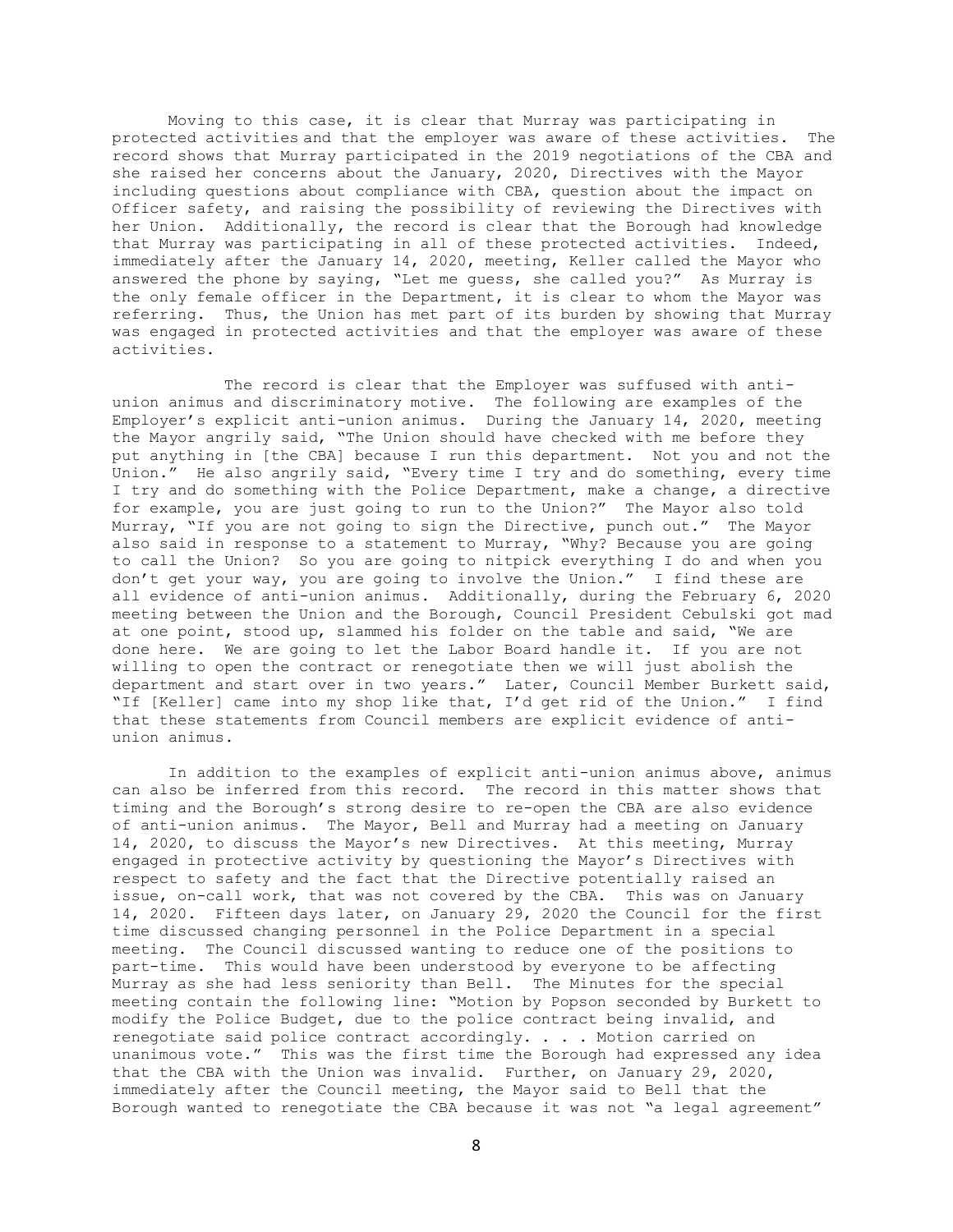Moving to this case, it is clear that Murray was participating in protected activities and that the employer was aware of these activities. The record shows that Murray participated in the 2019 negotiations of the CBA and she raised her concerns about the January, 2020, Directives with the Mayor including questions about compliance with CBA, question about the impact on Officer safety, and raising the possibility of reviewing the Directives with her Union. Additionally, the record is clear that the Borough had knowledge that Murray was participating in all of these protected activities. Indeed, immediately after the January 14, 2020, meeting, Keller called the Mayor who answered the phone by saying, "Let me guess, she called you?" As Murray is the only female officer in the Department, it is clear to whom the Mayor was referring. Thus, the Union has met part of its burden by showing that Murray was engaged in protected activities and that the employer was aware of these activities.

The record is clear that the Employer was suffused with anti-union animus and discriminatory motive. The following are examples of the Employer's explicit anti-union animus. During the January 14, 2020, meeting the Mayor angrily said, "The Union should have checked with me before they put anything in [the CBA] because I run this department. Not you and not the Union." He also angrily said, "Every time I try and do something, every time I try and do something with the Police Department, make a change, a directive for example, you are just going to run to the Union?" The Mayor also told Murray, "If you are not going to sign the Directive, punch out." The Mayor also said in response to a statement to Murray, "Why? Because you are going to call the Union? So you are going to nitpick everything I do and when you don't get your way, you are going to involve the Union." I find these are all evidence of anti-union animus. Additionally, during the February 6, 2020 meeting between the Union and the Borough, Council President Cebulski got mad at one point, stood up, slammed his folder on the table and said, "We are done here. We are going to let the Labor Board handle it. If you are not willing to open the contract or renegotiate then we will just abolish the department and start over in two years." Later, Council Member Burkett said, "If [Keller] came into my shop like that, I'd get rid of the Union." I find that these statements from Council members are explicit evidence of anti-union animus.

In addition to the examples of explicit anti-union animus above, animus can also be inferred from this record. The record in this matter shows that timing and the Borough's strong desire to re-open the CBA are also evidence of anti-union animus. The Mayor, Bell and Murray had a meeting on January 14, 2020, to discuss the Mayor's new Directives. At this meeting, Murray engaged in protective activity by questioning the Mayor's Directives with respect to safety and the fact that the Directive potentially raised an issue, on-call work, that was not covered by the CBA. This was on January 14, 2020. Fifteen days later, on January 29, 2020 the Council for the first time discussed changing personnel in the Police Department in a special meeting. The Council discussed wanting to reduce one of the positions to part-time. This would have been understood by everyone to be affecting Murray as she had less seniority than Bell. The Minutes for the special meeting contain the following line: "Motion by Popson seconded by Burkett to modify the Police Budget, due to the police contract being invalid, and renegotiate said police contract accordingly. . . . Motion carried on unanimous vote." This was the first time the Borough had expressed any idea that the CBA with the Union was invalid. Further, on January 29, 2020, immediately after the Council meeting, the Mayor said to Bell that the Borough wanted to renegotiate the CBA because it was not "a legal agreement"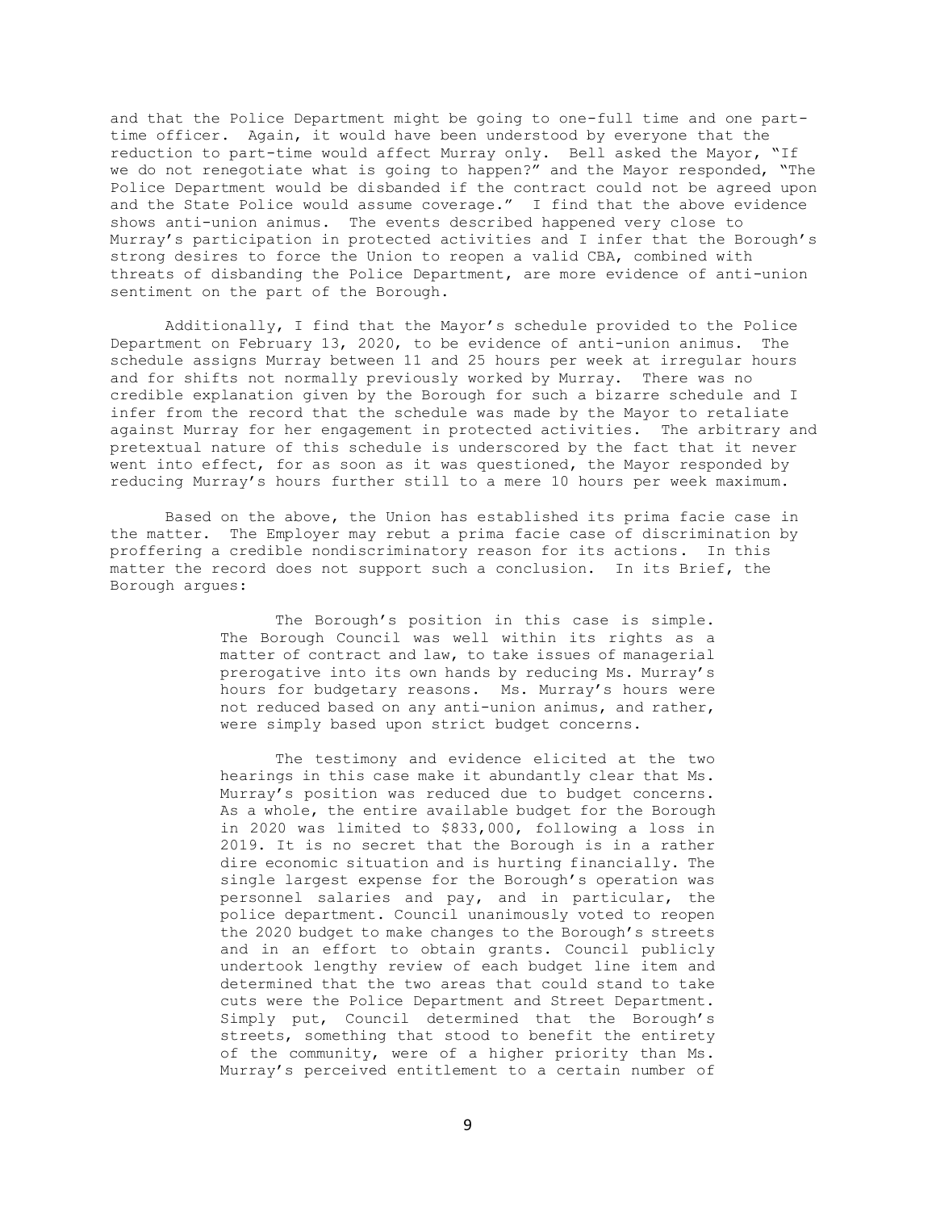and that the Police Department might be going to one-full time and one part-time officer. Again, it would have been understood by everyone that the reduction to part-time would affect Murray only. Bell asked the Mayor, "If we do not renegotiate what is going to happen?" and the Mayor responded, "The Police Department would be disbanded if the contract could not be agreed upon and the State Police would assume coverage." I find that the above evidence shows anti-union animus. The events described happened very close to Murray's participation in protected activities and I infer that the Borough's strong desires to force the Union to reopen a valid CBA, combined with threats of disbanding the Police Department, are more evidence of anti-union sentiment on the part of the Borough.

Additionally, I find that the Mayor's schedule provided to the Police Department on February 13, 2020, to be evidence of anti-union animus. The schedule assigns Murray between 11 and 25 hours per week at irregular hours and for shifts not normally previously worked by Murray. There was no credible explanation given by the Borough for such a bizarre schedule and I infer from the record that the schedule was made by the Mayor to retaliate against Murray for her engagement in protected activities. The arbitrary and pretextual nature of this schedule is underscored by the fact that it never went into effect, for as soon as it was questioned, the Mayor responded by reducing Murray's hours further still to a mere 10 hours per week maximum.

Based on the above, the Union has established its prima facie case in the matter. The Employer may rebut a prima facie case of discrimination by proffering a credible nondiscriminatory reason for its actions. In this matter the record does not support such a conclusion. In its Brief, the Borough argues:

> The Borough's position in this case is simple. The Borough Council was well within its rights as a matter of contract and law, to take issues of managerial prerogative into its own hands by reducing Ms. Murray's hours for budgetary reasons. Ms. Murray's hours were not reduced based on any anti-union animus, and rather, were simply based upon strict budget concerns.
>
> The testimony and evidence elicited at the two hearings in this case make it abundantly clear that Ms. Murray's position was reduced due to budget concerns. As a whole, the entire available budget for the Borough in 2020 was limited to $833,000, following a loss in 2019. It is no secret that the Borough is in a rather dire economic situation and is hurting financially. The single largest expense for the Borough's operation was personnel salaries and pay, and in particular, the police department. Council unanimously voted to reopen the 2020 budget to make changes to the Borough's streets and in an effort to obtain grants. Council publicly undertook lengthy review of each budget line item and determined that the two areas that could stand to take cuts were the Police Department and Street Department. Simply put, Council determined that the Borough's streets, something that stood to benefit the entirety of the community, were of a higher priority than Ms. Murray's perceived entitlement to a certain number of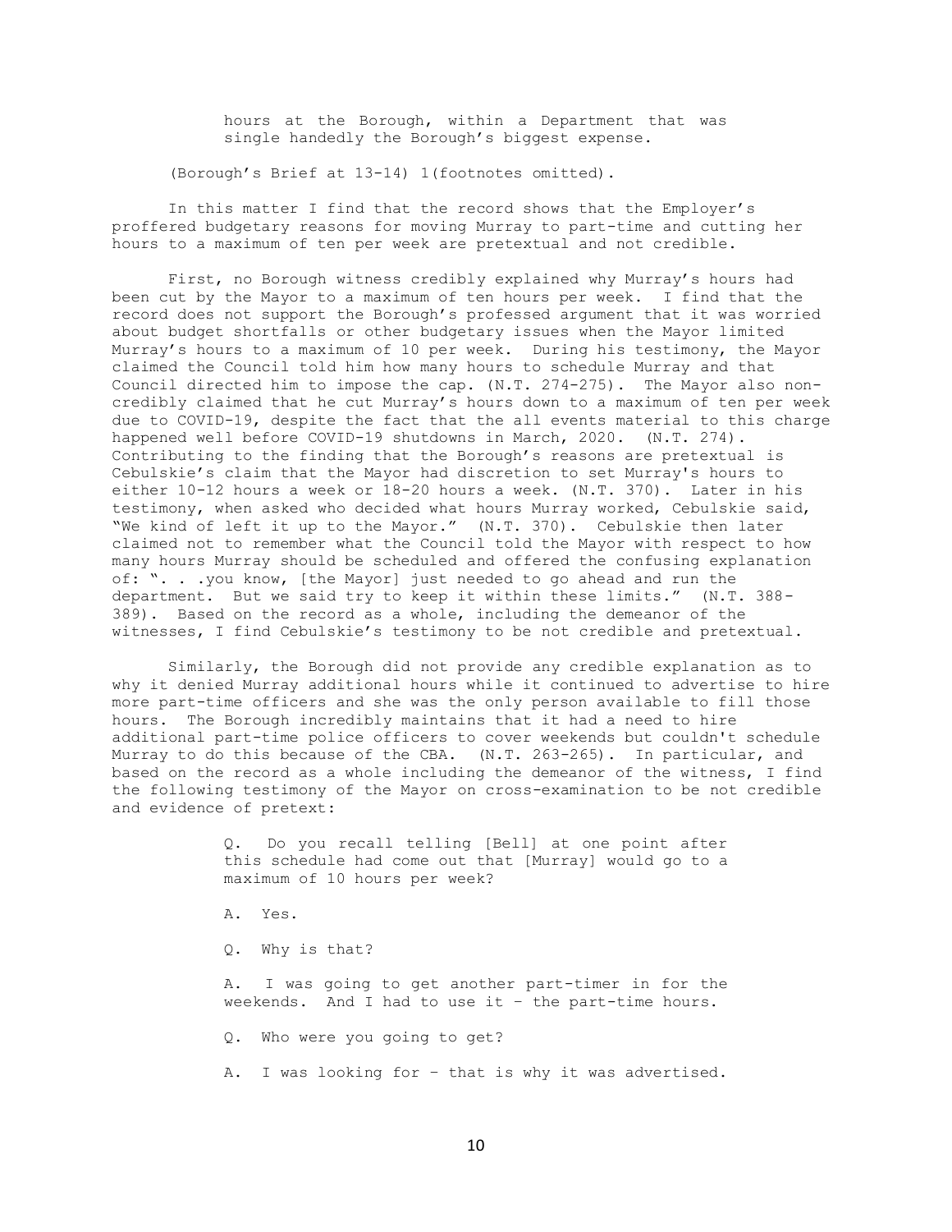> hours at the Borough, within a Department that was single handedly the Borough's biggest expense.

(Borough's Brief at 13-14) 1(footnotes omitted).

In this matter I find that the record shows that the Employer's proffered budgetary reasons for moving Murray to part-time and cutting her hours to a maximum of ten per week are pretextual and not credible.

First, no Borough witness credibly explained why Murray's hours had been cut by the Mayor to a maximum of ten hours per week. I find that the record does not support the Borough's professed argument that it was worried about budget shortfalls or other budgetary issues when the Mayor limited Murray's hours to a maximum of 10 per week. During his testimony, the Mayor claimed the Council told him how many hours to schedule Murray and that Council directed him to impose the cap. (N.T. 274-275). The Mayor also non-credibly claimed that he cut Murray's hours down to a maximum of ten per week due to COVID-19, despite the fact that the all events material to this charge happened well before COVID-19 shutdowns in March, 2020. (N.T. 274). Contributing to the finding that the Borough's reasons are pretextual is Cebulskie's claim that the Mayor had discretion to set Murray's hours to either 10-12 hours a week or 18-20 hours a week. (N.T. 370). Later in his testimony, when asked who decided what hours Murray worked, Cebulskie said, "We kind of left it up to the Mayor." (N.T. 370). Cebulskie then later claimed not to remember what the Council told the Mayor with respect to how many hours Murray should be scheduled and offered the confusing explanation of: ". . .you know, [the Mayor] just needed to go ahead and run the department. But we said try to keep it within these limits." (N.T. 388-389). Based on the record as a whole, including the demeanor of the witnesses, I find Cebulskie's testimony to be not credible and pretextual.

Similarly, the Borough did not provide any credible explanation as to why it denied Murray additional hours while it continued to advertise to hire more part-time officers and she was the only person available to fill those hours. The Borough incredibly maintains that it had a need to hire additional part-time police officers to cover weekends but couldn't schedule Murray to do this because of the CBA. (N.T. 263-265). In particular, and based on the record as a whole including the demeanor of the witness, I find the following testimony of the Mayor on cross-examination to be not credible and evidence of pretext:

> Q. Do you recall telling [Bell] at one point after this schedule had come out that [Murray] would go to a maximum of 10 hours per week?
>
> A. Yes.
>
> Q. Why is that?
>
> A. I was going to get another part-timer in for the weekends. And I had to use it – the part-time hours.
>
> Q. Who were you going to get?
>
> A. I was looking for – that is why it was advertised.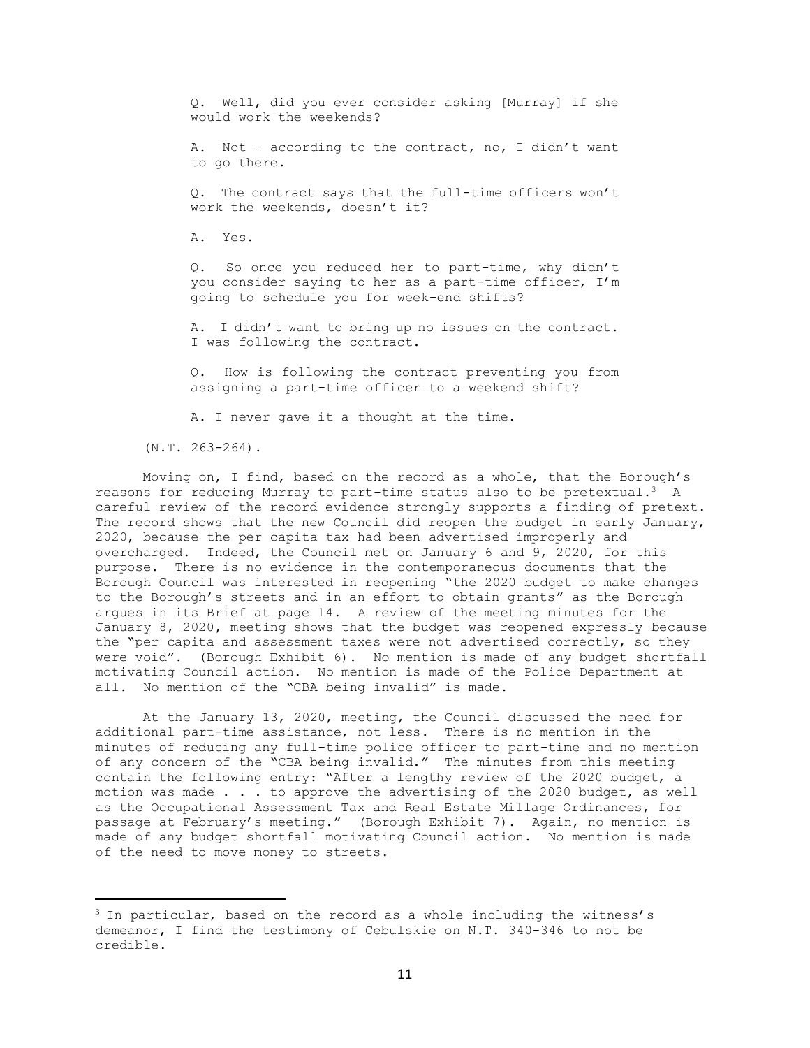> Q. Well, did you ever consider asking [Murray] if she would work the weekends?
>
> A. Not – according to the contract, no, I didn't want to go there.
>
> Q. The contract says that the full-time officers won't work the weekends, doesn't it?
>
> A. Yes.
>
> Q. So once you reduced her to part-time, why didn't you consider saying to her as a part-time officer, I'm going to schedule you for week-end shifts?
>
> A. I didn't want to bring up no issues on the contract. I was following the contract.
>
> Q. How is following the contract preventing you from assigning a part-time officer to a weekend shift?
>
> A. I never gave it a thought at the time.

(N.T. 263-264).

Moving on, I find, based on the record as a whole, that the Borough's reasons for reducing Murray to part-time status also to be pretextual.[3] A careful review of the record evidence strongly supports a finding of pretext. The record shows that the new Council did reopen the budget in early January, 2020, because the per capita tax had been advertised improperly and overcharged. Indeed, the Council met on January 6 and 9, 2020, for this purpose. There is no evidence in the contemporaneous documents that the Borough Council was interested in reopening "the 2020 budget to make changes to the Borough's streets and in an effort to obtain grants" as the Borough argues in its Brief at page 14. A review of the meeting minutes for the January 8, 2020, meeting shows that the budget was reopened expressly because the "per capita and assessment taxes were not advertised correctly, so they were void". (Borough Exhibit 6). No mention is made of any budget shortfall motivating Council action. No mention is made of the Police Department at all. No mention of the "CBA being invalid" is made.

At the January 13, 2020, meeting, the Council discussed the need for additional part-time assistance, not less. There is no mention in the minutes of reducing any full-time police officer to part-time and no mention of any concern of the "CBA being invalid." The minutes from this meeting contain the following entry: "After a lengthy review of the 2020 budget, a motion was made . . . to approve the advertising of the 2020 budget, as well as the Occupational Assessment Tax and Real Estate Millage Ordinances, for passage at February's meeting." (Borough Exhibit 7). Again, no mention is made of any budget shortfall motivating Council action. No mention is made of the need to move money to streets.

---

[3] In particular, based on the record as a whole including the witness's demeanor, I find the testimony of Cebulskie on N.T. 340-346 to not be credible.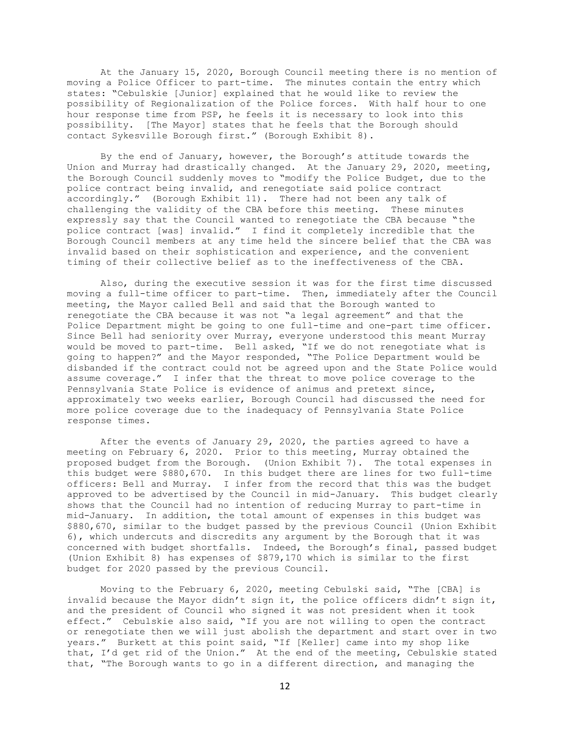At the January 15, 2020, Borough Council meeting there is no mention of moving a Police Officer to part-time. The minutes contain the entry which states: "Cebulskie [Junior] explained that he would like to review the possibility of Regionalization of the Police forces. With half hour to one hour response time from PSP, he feels it is necessary to look into this possibility. [The Mayor] states that he feels that the Borough should contact Sykesville Borough first." (Borough Exhibit 8).

By the end of January, however, the Borough's attitude towards the Union and Murray had drastically changed. At the January 29, 2020, meeting, the Borough Council suddenly moves to "modify the Police Budget, due to the police contract being invalid, and renegotiate said police contract accordingly." (Borough Exhibit 11). There had not been any talk of challenging the validity of the CBA before this meeting. These minutes expressly say that the Council wanted to renegotiate the CBA because "the police contract [was] invalid." I find it completely incredible that the Borough Council members at any time held the sincere belief that the CBA was invalid based on their sophistication and experience, and the convenient timing of their collective belief as to the ineffectiveness of the CBA.

Also, during the executive session it was for the first time discussed moving a full-time officer to part-time. Then, immediately after the Council meeting, the Mayor called Bell and said that the Borough wanted to renegotiate the CBA because it was not "a legal agreement" and that the Police Department might be going to one full-time and one-part time officer. Since Bell had seniority over Murray, everyone understood this meant Murray would be moved to part-time. Bell asked, "If we do not renegotiate what is going to happen?" and the Mayor responded, "The Police Department would be disbanded if the contract could not be agreed upon and the State Police would assume coverage." I infer that the threat to move police coverage to the Pennsylvania State Police is evidence of animus and pretext since, approximately two weeks earlier, Borough Council had discussed the need for more police coverage due to the inadequacy of Pennsylvania State Police response times.

After the events of January 29, 2020, the parties agreed to have a meeting on February 6, 2020. Prior to this meeting, Murray obtained the proposed budget from the Borough. (Union Exhibit 7). The total expenses in this budget were $880,670. In this budget there are lines for two full-time officers: Bell and Murray. I infer from the record that this was the budget approved to be advertised by the Council in mid-January. This budget clearly shows that the Council had no intention of reducing Murray to part-time in mid-January. In addition, the total amount of expenses in this budget was $880,670, similar to the budget passed by the previous Council (Union Exhibit 6), which undercuts and discredits any argument by the Borough that it was concerned with budget shortfalls. Indeed, the Borough's final, passed budget (Union Exhibit 8) has expenses of $879,170 which is similar to the first budget for 2020 passed by the previous Council.

Moving to the February 6, 2020, meeting Cebulski said, "The [CBA] is invalid because the Mayor didn't sign it, the police officers didn't sign it, and the president of Council who signed it was not president when it took effect." Cebulskie also said, "If you are not willing to open the contract or renegotiate then we will just abolish the department and start over in two years." Burkett at this point said, "If [Keller] came into my shop like that, I'd get rid of the Union." At the end of the meeting, Cebulskie stated that, "The Borough wants to go in a different direction, and managing the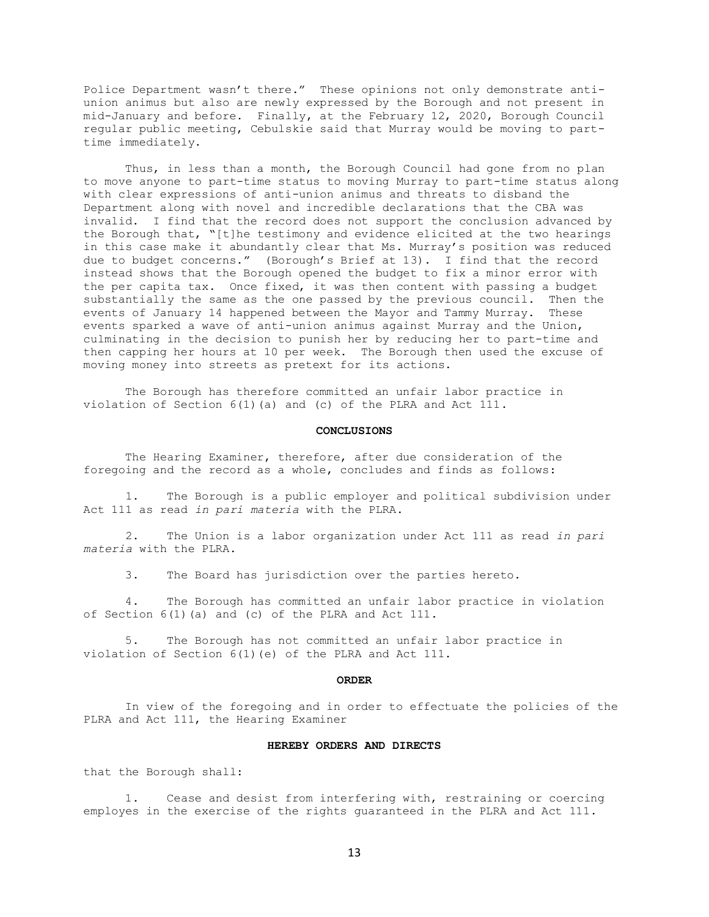Police Department wasn't there." These opinions not only demonstrate anti-union animus but also are newly expressed by the Borough and not present in mid-January and before. Finally, at the February 12, 2020, Borough Council regular public meeting, Cebulskie said that Murray would be moving to part-time immediately.

Thus, in less than a month, the Borough Council had gone from no plan to move anyone to part-time status to moving Murray to part-time status along with clear expressions of anti-union animus and threats to disband the Department along with novel and incredible declarations that the CBA was invalid. I find that the record does not support the conclusion advanced by the Borough that, "[t]he testimony and evidence elicited at the two hearings in this case make it abundantly clear that Ms. Murray's position was reduced due to budget concerns." (Borough's Brief at 13). I find that the record instead shows that the Borough opened the budget to fix a minor error with the per capita tax. Once fixed, it was then content with passing a budget substantially the same as the one passed by the previous council. Then the events of January 14 happened between the Mayor and Tammy Murray. These events sparked a wave of anti-union animus against Murray and the Union, culminating in the decision to punish her by reducing her to part-time and then capping her hours at 10 per week. The Borough then used the excuse of moving money into streets as pretext for its actions.

The Borough has therefore committed an unfair labor practice in violation of Section 6(1)(a) and (c) of the PLRA and Act 111.

**CONCLUSIONS**

The Hearing Examiner, therefore, after due consideration of the foregoing and the record as a whole, concludes and finds as follows:

1. The Borough is a public employer and political subdivision under Act 111 as read *in pari materia* with the PLRA.

2. The Union is a labor organization under Act 111 as read *in pari materia* with the PLRA.

3. The Board has jurisdiction over the parties hereto.

4. The Borough has committed an unfair labor practice in violation of Section 6(1)(a) and (c) of the PLRA and Act 111.

5. The Borough has not committed an unfair labor practice in violation of Section 6(1)(e) of the PLRA and Act 111.

**ORDER**

In view of the foregoing and in order to effectuate the policies of the PLRA and Act 111, the Hearing Examiner

**HEREBY ORDERS AND DIRECTS**

that the Borough shall:

1. Cease and desist from interfering with, restraining or coercing employes in the exercise of the rights guaranteed in the PLRA and Act 111.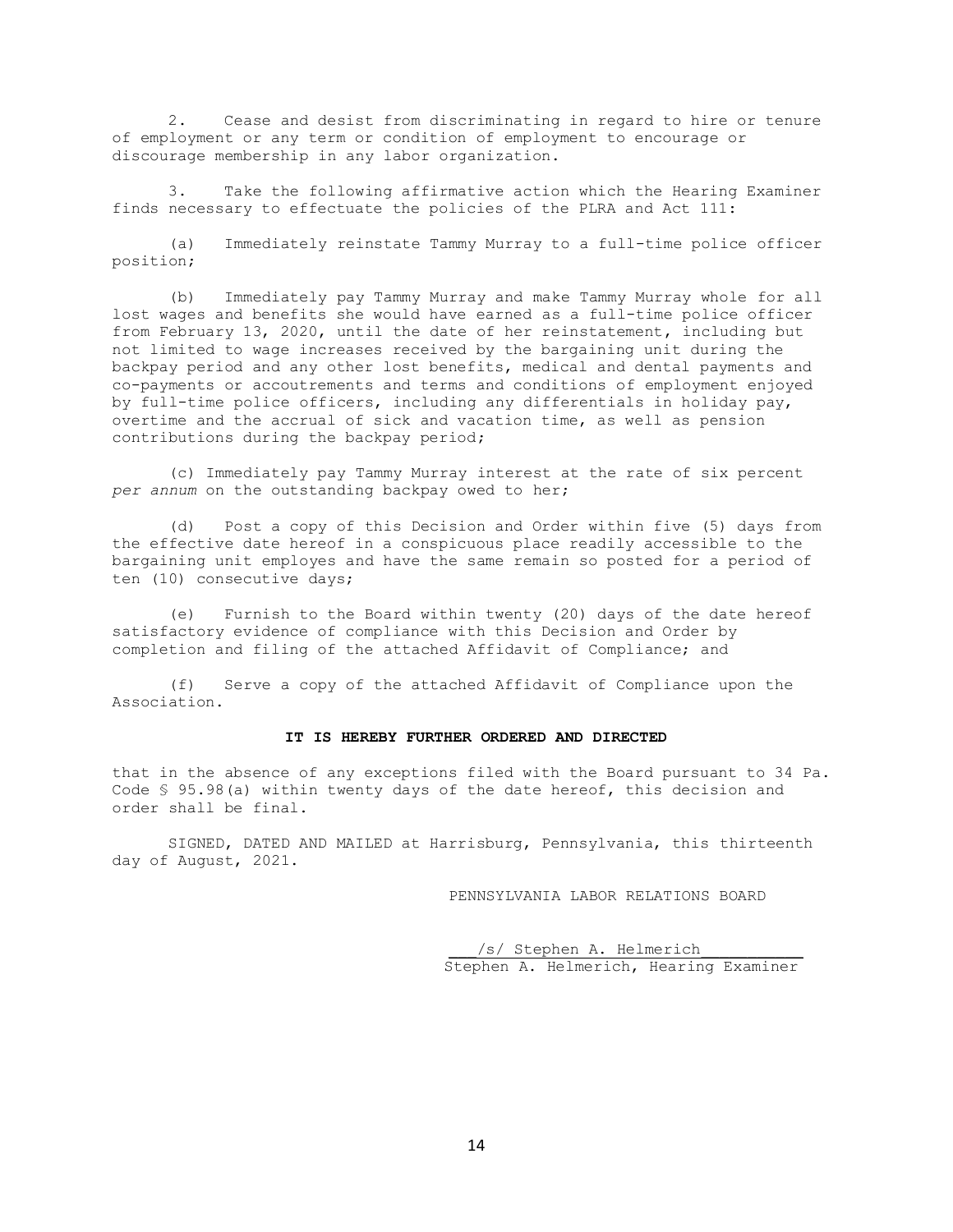2. Cease and desist from discriminating in regard to hire or tenure of employment or any term or condition of employment to encourage or discourage membership in any labor organization.

3. Take the following affirmative action which the Hearing Examiner finds necessary to effectuate the policies of the PLRA and Act 111:

(a) Immediately reinstate Tammy Murray to a full-time police officer position;

(b) Immediately pay Tammy Murray and make Tammy Murray whole for all lost wages and benefits she would have earned as a full-time police officer from February 13, 2020, until the date of her reinstatement, including but not limited to wage increases received by the bargaining unit during the backpay period and any other lost benefits, medical and dental payments and co-payments or accoutrements and terms and conditions of employment enjoyed by full-time police officers, including any differentials in holiday pay, overtime and the accrual of sick and vacation time, as well as pension contributions during the backpay period;

(c) Immediately pay Tammy Murray interest at the rate of six percent *per annum* on the outstanding backpay owed to her;

(d) Post a copy of this Decision and Order within five (5) days from the effective date hereof in a conspicuous place readily accessible to the bargaining unit employes and have the same remain so posted for a period of ten (10) consecutive days;

(e) Furnish to the Board within twenty (20) days of the date hereof satisfactory evidence of compliance with this Decision and Order by completion and filing of the attached Affidavit of Compliance; and

(f) Serve a copy of the attached Affidavit of Compliance upon the Association.

**IT IS HEREBY FURTHER ORDERED AND DIRECTED**

that in the absence of any exceptions filed with the Board pursuant to 34 Pa. Code § 95.98(a) within twenty days of the date hereof, this decision and order shall be final.

SIGNED, DATED AND MAILED at Harrisburg, Pennsylvania, this thirteenth day of August, 2021.

PENNSYLVANIA LABOR RELATIONS BOARD

/s/ Stephen A. Helmerich
Stephen A. Helmerich, Hearing Examiner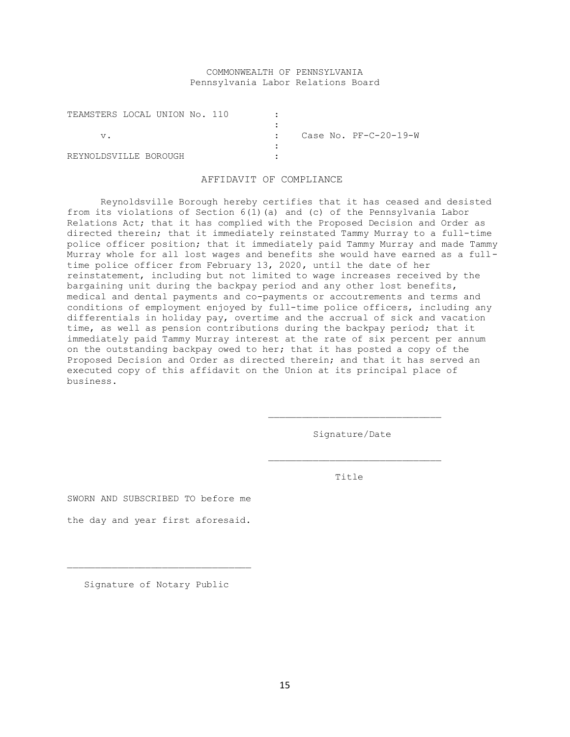COMMONWEALTH OF PENNSYLVANIA
Pennsylvania Labor Relations Board

| | | |
|---|---|---|
| TEAMSTERS LOCAL UNION No. 110 | : | |
| | : | |
| v. | : | Case No. PF-C-20-19-W |
| | : | |
| REYNOLDSVILLE BOROUGH | : | |

## AFFIDAVIT OF COMPLIANCE

Reynoldsville Borough hereby certifies that it has ceased and desisted from its violations of Section 6(1)(a) and (c) of the Pennsylvania Labor Relations Act; that it has complied with the Proposed Decision and Order as directed therein; that it immediately reinstated Tammy Murray to a full-time police officer position; that it immediately paid Tammy Murray and made Tammy Murray whole for all lost wages and benefits she would have earned as a full-time police officer from February 13, 2020, until the date of her reinstatement, including but not limited to wage increases received by the bargaining unit during the backpay period and any other lost benefits, medical and dental payments and co-payments or accoutrements and terms and conditions of employment enjoyed by full-time police officers, including any differentials in holiday pay, overtime and the accrual of sick and vacation time, as well as pension contributions during the backpay period; that it immediately paid Tammy Murray interest at the rate of six percent per annum on the outstanding backpay owed to her; that it has posted a copy of the Proposed Decision and Order as directed therein; and that it has served an executed copy of this affidavit on the Union at its principal place of business.

_______________________________

Signature/Date

_______________________________

Title

SWORN AND SUBSCRIBED TO before me

the day and year first aforesaid.

_______________________________

Signature of Notary Public